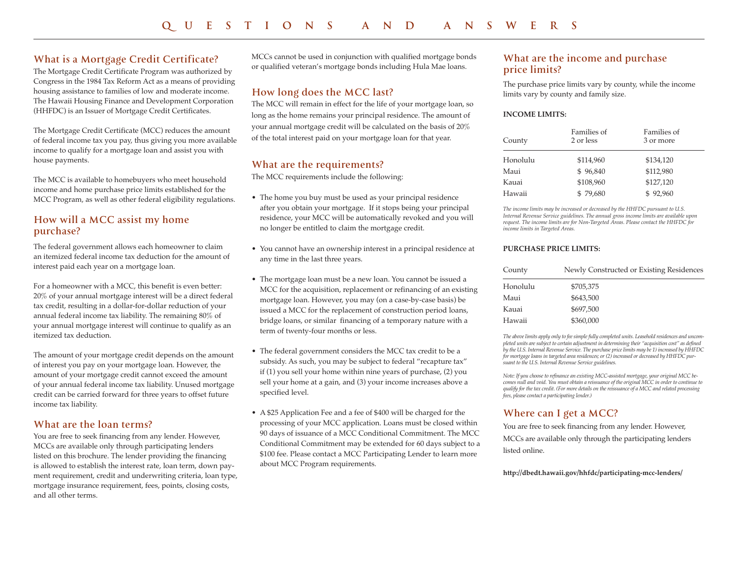# QUESTIONS AND ANSWERS

## What is a Mortgage Credit Certificate?

The Mortgage Credit Certificate Program was authorized by Congress in the 1984 Tax Reform Act as a means of providing housing assistance to families of low and moderate income. The Hawaii Housing Finance and Development Corporation (HHFDC) is an Issuer of Mortgage Credit Certificates.

The Mortgage Credit Certificate (MCC) reduces the amount of federal income tax you pay, thus giving you more available income to qualify for a mortgage loan and assist you with house payments.

The MCC is available to homebuyers who meet household income and home purchase price limits established for the MCC Program, as well as other federal eligibility regulations.

## How will a MCC assist my home purchase?

The federal government allows each homeowner to claim an itemized federal income tax deduction for the amount of interest paid each year on a mortgage loan.

For a homeowner with a MCC, this benefit is even better: 20% of your annual mortgage interest will be a direct federal tax credit, resulting in a dollar-for-dollar reduction of your annual federal income tax liability. The remaining 80% of your annual mortgage interest will continue to qualify as an itemized tax deduction.

The amount of your mortgage credit depends on the amount of interest you pay on your mortgage loan. However, the amount of your mortgage credit cannot exceed the amount of your annual federal income tax liability. Unused mortgage credit can be carried forward for three years to offset future income tax liability.

## What are the loan terms?

You are free to seek financing from any lender. However, MCCs are available only through participating lenders listed on this brochure. The lender providing the financing is allowed to establish the interest rate, loan term, down payment requirement, credit and underwriting criteria, loan type, mortgage insurance requirement, fees, points, closing costs, and all other terms.

MCCs cannot be used in conjunction with qualified mortgage bonds or qualified veteran's mortgage bonds including Hula Mae loans.

## How long does the MCC last?

The MCC will remain in effect for the life of your mortgage loan, so long as the home remains your principal residence. The amount of your annual mortgage credit will be calculated on the basis of 20% of the total interest paid on your mortgage loan for that year.

## What are the requirements?

The MCC requirements include the following:

- The home you buy must be used as your principal residence after you obtain your mortgage. If it stops being your principal residence, your MCC will be automatically revoked and you will no longer be entitled to claim the mortgage credit.
- You cannot have an ownership interest in a principal residence at any time in the last three years.
- The mortgage loan must be a new loan. You cannot be issued a MCC for the acquisition, replacement or refinancing of an existing mortgage loan. However, you may (on a case-by-case basis) be issued a MCC for the replacement of construction period loans, bridge loans, or similar financing of a temporary nature with a term of twenty-four months or less.
- The federal government considers the MCC tax credit to be a subsidy. As such, you may be subject to federal "recapture tax" if (1) you sell your home within nine years of purchase, (2) you sell your home at a gain, and (3) your income increases above a specified level.
- A $25 Application Fee and a fee of $400 will be charged for the processing of your MCC application. Loans must be closed within 90 days of issuance of a MCC Conditional Commitment. The MCC Conditional Commitment may be extended for 60 days subject to a $100 fee. Please contact a MCC Participating Lender to learn more about MCC Program requirements.

## What are the income and purchase price limits?

The purchase price limits vary by county, while the income limits vary by county and family size.

**INCOME LIMITS:**

| County | Families of 2 or less | Families of 3 or more |
|---|---|---|
| Honolulu | $114,960 | $134,120 |
| Maui | $ 96,840 | $112,980 |
| Kauai | $108,960 | $127,120 |
| Hawaii | $ 79,680 | $ 92,960 |

*The income limits may be increased or decreased by the HHFDC pursuant to U.S. Internal Revenue Service guidelines. The annual gross income limits are available upon request. The income limits are for Non-Targeted Areas. Please contact the HHFDC for income limits in Targeted Areas.*

**PURCHASE PRICE LIMITS:**

| County | Newly Constructed or Existing Residences |
|---|---|
| Honolulu | $705,375 |
| Maui | $643,500 |
| Kauai | $697,500 |
| Hawaii | $360,000 |

*The above limits apply only to fee simple fully completed units. Leasehold residences and uncompleted units are subject to certain adjustment in determining their "acquisition cost" as defined by the U.S. Internal Revenue Service. The purchase price limits may be 1) increased by HHFDC for mortgage loans in targeted area residences; or (2) increased or decreased by HHFDC pursuant to the U.S. Internal Revenue Service guidelines.*

*Note: If you choose to refinance an existing MCC-assisted mortgage, your original MCC becomes null and void. You must obtain a reissuance of the original MCC in order to continue to qualify for the tax credit. (For more details on the reissuance of a MCC and related processing fees, please contact a participating lender.)*

## Where can I get a MCC?

You are free to seek financing from any lender. However, MCCs are available only through the participating lenders listed online.

**http://dbedt.hawaii.gov/hhfdc/participating-mcc-lenders/**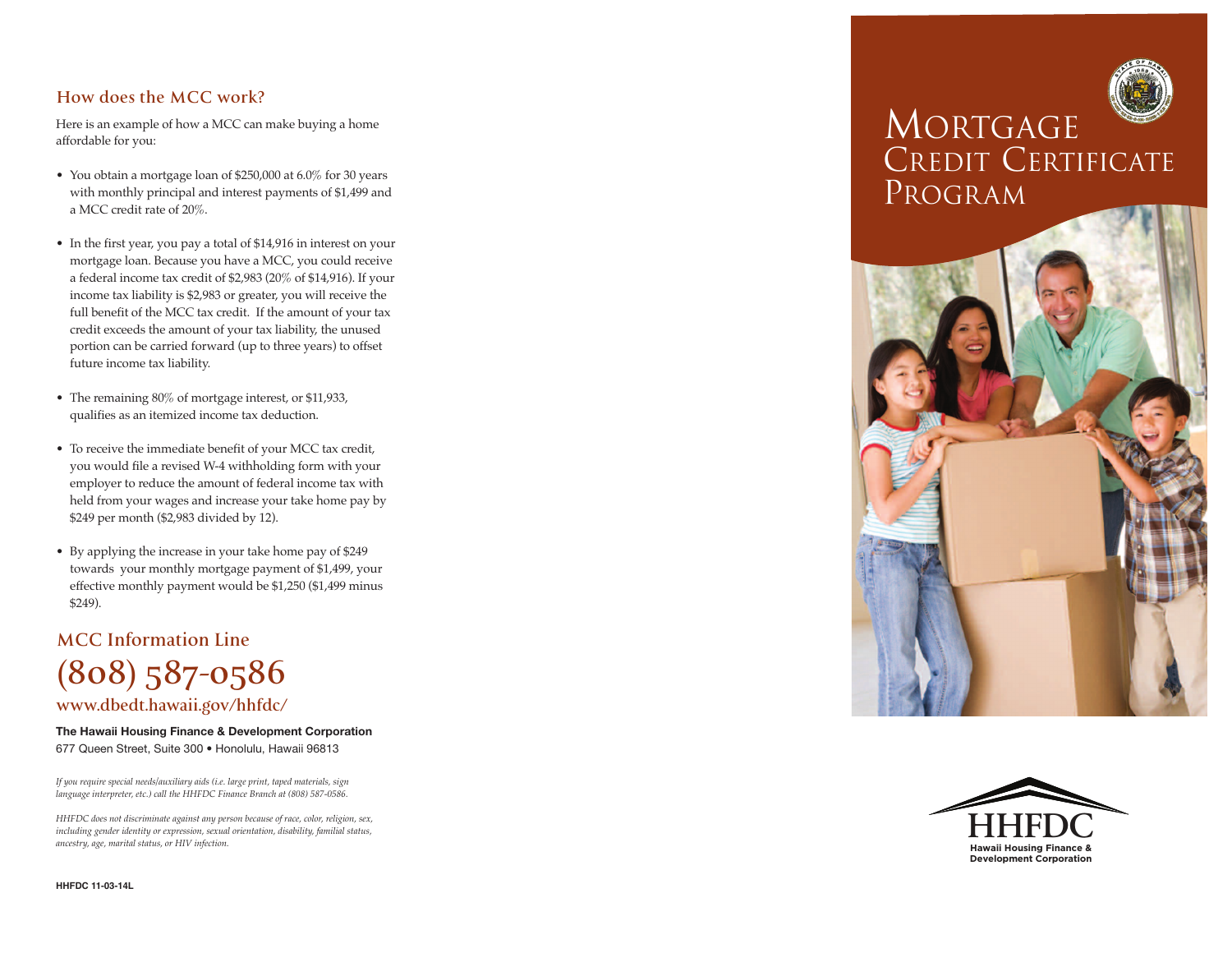## How does the MCC work?

Here is an example of how a MCC can make buying a home affordable for you:

- You obtain a mortgage loan of $250,000 at 6.0% for 30 years with monthly principal and interest payments of $1,499 and a MCC credit rate of 20%.
- In the first year, you pay a total of $14,916 in interest on your mortgage loan. Because you have a MCC, you could receive a federal income tax credit of $2,983 (20% of $14,916). If your income tax liability is $2,983 or greater, you will receive the full benefit of the MCC tax credit. If the amount of your tax credit exceeds the amount of your tax liability, the unused portion can be carried forward (up to three years) to offset future income tax liability.
- The remaining 80% of mortgage interest, or $11,933, qualifies as an itemized income tax deduction.
- To receive the immediate benefit of your MCC tax credit, you would file a revised W-4 withholding form with your employer to reduce the amount of federal income tax with held from your wages and increase your take home pay by $249 per month ($2,983 divided by 12).
- By applying the increase in your take home pay of $249 towards your monthly mortgage payment of $1,499, your effective monthly payment would be $1,250 ($1,499 minus $249).

## MCC Information Line

## (808) 587-0586

www.dbedt.hawaii.gov/hhfdc/

**The Hawaii Housing Finance & Development Corporation**
677 Queen Street, Suite 300 • Honolulu, Hawaii 96813

*If you require special needs/auxiliary aids (i.e. large print, taped materials, sign language interpreter, etc.) call the HHFDC Finance Branch at (808) 587-0586.*

*HHFDC does not discriminate against any person because of race, color, religion, sex, including gender identity or expression, sexual orientation, disability, familial status, ancestry, age, marital status, or HIV infection.*

**HHFDC 11-03-14L**

# Mortgage Credit Certificate Program

HHFDC
Hawaii Housing Finance & Development Corporation